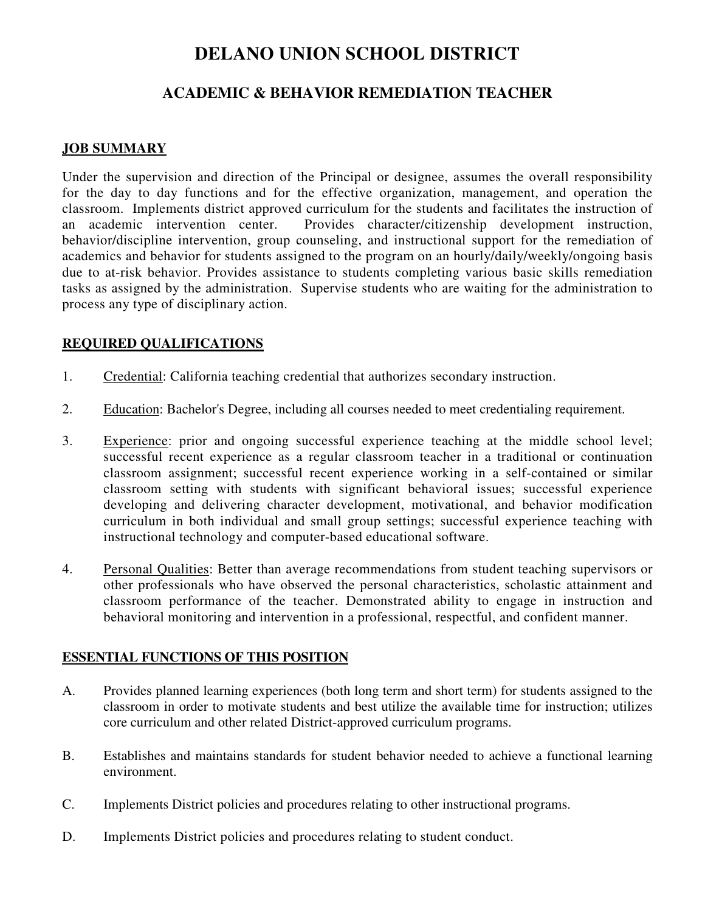# DELANO UNION SCHOOL DISTRICT

## ACADEMIC & BEHAVIOR REMEDIATION TEACHER

### JOB SUMMARY

Under the supervision and direction of the Principal or designee, assumes the overall responsibility for the day to day functions and for the effective organization, management, and operation the classroom. Implements district approved curriculum for the students and facilitates the instruction of an academic intervention center. Provides character/citizenship development instruction, behavior/discipline intervention, group counseling, and instructional support for the remediation of academics and behavior for students assigned to the program on an hourly/daily/weekly/ongoing basis due to at-risk behavior. Provides assistance to students completing various basic skills remediation tasks as assigned by the administration. Supervise students who are waiting for the administration to process any type of disciplinary action.

### REQUIRED QUALIFICATIONS

1. Credential: California teaching credential that authorizes secondary instruction.

2. Education: Bachelor's Degree, including all courses needed to meet credentialing requirement.

3. Experience: prior and ongoing successful experience teaching at the middle school level; successful recent experience as a regular classroom teacher in a traditional or continuation classroom assignment; successful recent experience working in a self-contained or similar classroom setting with students with significant behavioral issues; successful experience developing and delivering character development, motivational, and behavior modification curriculum in both individual and small group settings; successful experience teaching with instructional technology and computer-based educational software.

4. Personal Qualities: Better than average recommendations from student teaching supervisors or other professionals who have observed the personal characteristics, scholastic attainment and classroom performance of the teacher. Demonstrated ability to engage in instruction and behavioral monitoring and intervention in a professional, respectful, and confident manner.

### ESSENTIAL FUNCTIONS OF THIS POSITION

A. Provides planned learning experiences (both long term and short term) for students assigned to the classroom in order to motivate students and best utilize the available time for instruction; utilizes core curriculum and other related District-approved curriculum programs.

B. Establishes and maintains standards for student behavior needed to achieve a functional learning environment.

C. Implements District policies and procedures relating to other instructional programs.

D. Implements District policies and procedures relating to student conduct.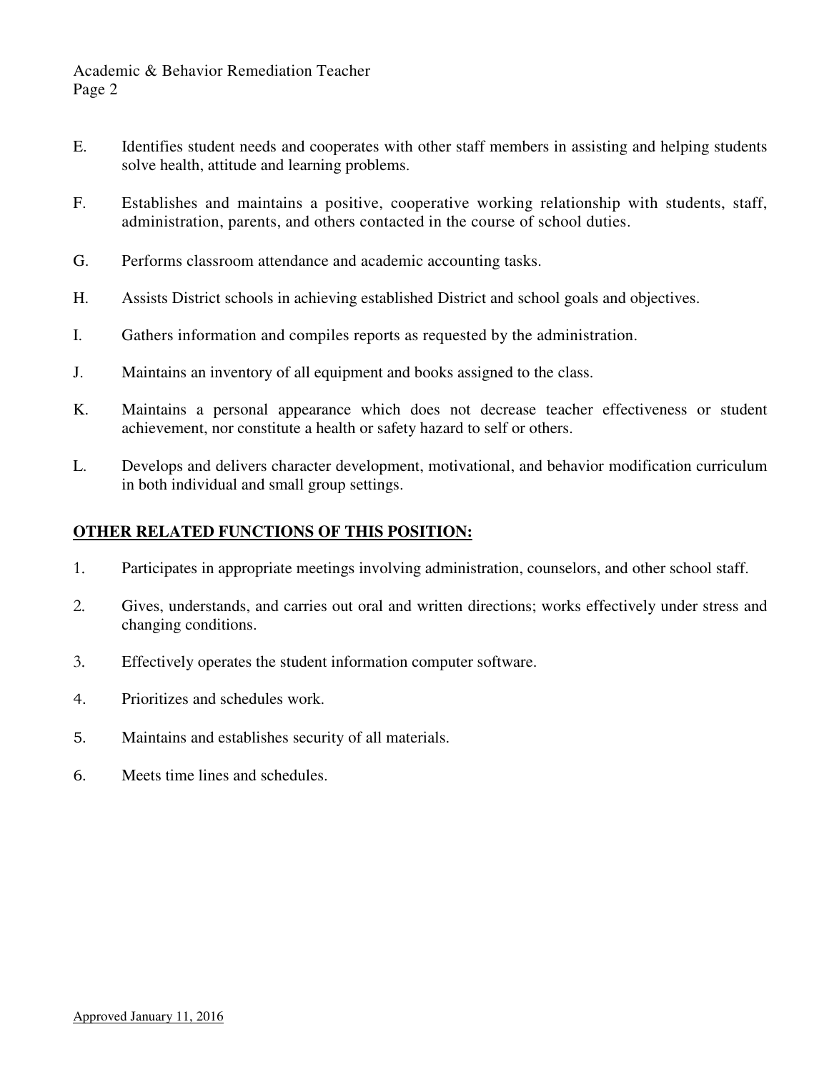E. Identifies student needs and cooperates with other staff members in assisting and helping students solve health, attitude and learning problems.

F. Establishes and maintains a positive, cooperative working relationship with students, staff, administration, parents, and others contacted in the course of school duties.

G. Performs classroom attendance and academic accounting tasks.

H. Assists District schools in achieving established District and school goals and objectives.

I. Gathers information and compiles reports as requested by the administration.

J. Maintains an inventory of all equipment and books assigned to the class.

K. Maintains a personal appearance which does not decrease teacher effectiveness or student achievement, nor constitute a health or safety hazard to self or others.

L. Develops and delivers character development, motivational, and behavior modification curriculum in both individual and small group settings.

## OTHER RELATED FUNCTIONS OF THIS POSITION:

1. Participates in appropriate meetings involving administration, counselors, and other school staff.
2. Gives, understands, and carries out oral and written directions; works effectively under stress and changing conditions.
3. Effectively operates the student information computer software.
4. Prioritizes and schedules work.
5. Maintains and establishes security of all materials.
6. Meets time lines and schedules.

Approved January 11, 2016